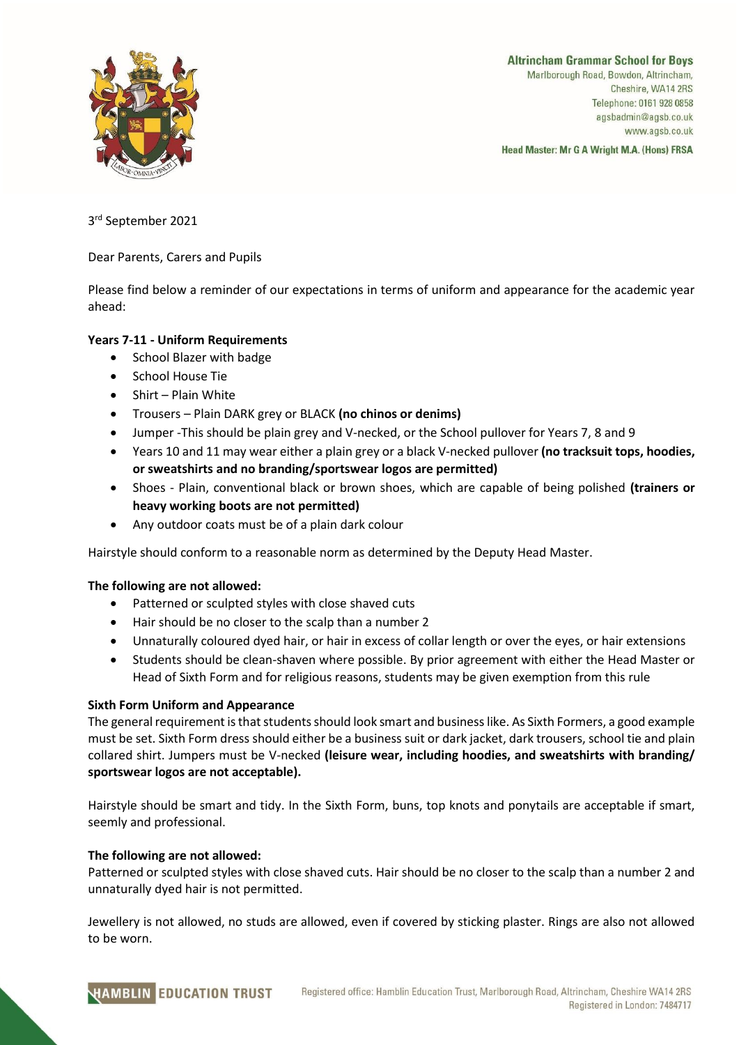**Altrincham Grammar School for Boys**
Marlborough Road, Bowdon, Altrincham,
Cheshire, WA14 2RS
Telephone: 0161 928 0858
agsbadmin@agsb.co.uk
www.agsb.co.uk

**Head Master: Mr G A Wright M.A. (Hons) FRSA**

3rd September 2021

Dear Parents, Carers and Pupils

Please find below a reminder of our expectations in terms of uniform and appearance for the academic year ahead:

**Years 7-11 - Uniform Requirements**

- School Blazer with badge
- School House Tie
- Shirt – Plain White
- Trousers – Plain DARK grey or BLACK **(no chinos or denims)**
- Jumper -This should be plain grey and V-necked, or the School pullover for Years 7, 8 and 9
- Years 10 and 11 may wear either a plain grey or a black V-necked pullover **(no tracksuit tops, hoodies, or sweatshirts and no branding/sportswear logos are permitted)**
- Shoes - Plain, conventional black or brown shoes, which are capable of being polished **(trainers or heavy working boots are not permitted)**
- Any outdoor coats must be of a plain dark colour

Hairstyle should conform to a reasonable norm as determined by the Deputy Head Master.

**The following are not allowed:**

- Patterned or sculpted styles with close shaved cuts
- Hair should be no closer to the scalp than a number 2
- Unnaturally coloured dyed hair, or hair in excess of collar length or over the eyes, or hair extensions
- Students should be clean-shaven where possible. By prior agreement with either the Head Master or Head of Sixth Form and for religious reasons, students may be given exemption from this rule

**Sixth Form Uniform and Appearance**

The general requirement is that students should look smart and business like. As Sixth Formers, a good example must be set. Sixth Form dress should either be a business suit or dark jacket, dark trousers, school tie and plain collared shirt. Jumpers must be V-necked **(leisure wear, including hoodies, and sweatshirts with branding/ sportswear logos are not acceptable).**

Hairstyle should be smart and tidy. In the Sixth Form, buns, top knots and ponytails are acceptable if smart, seemly and professional.

**The following are not allowed:**

Patterned or sculpted styles with close shaved cuts. Hair should be no closer to the scalp than a number 2 and unnaturally dyed hair is not permitted.

Jewellery is not allowed, no studs are allowed, even if covered by sticking plaster. Rings are also not allowed to be worn.

HAMBLIN EDUCATION TRUST

Registered office: Hamblin Education Trust, Marlborough Road, Altrincham, Cheshire WA14 2RS
Registered in London: 7484717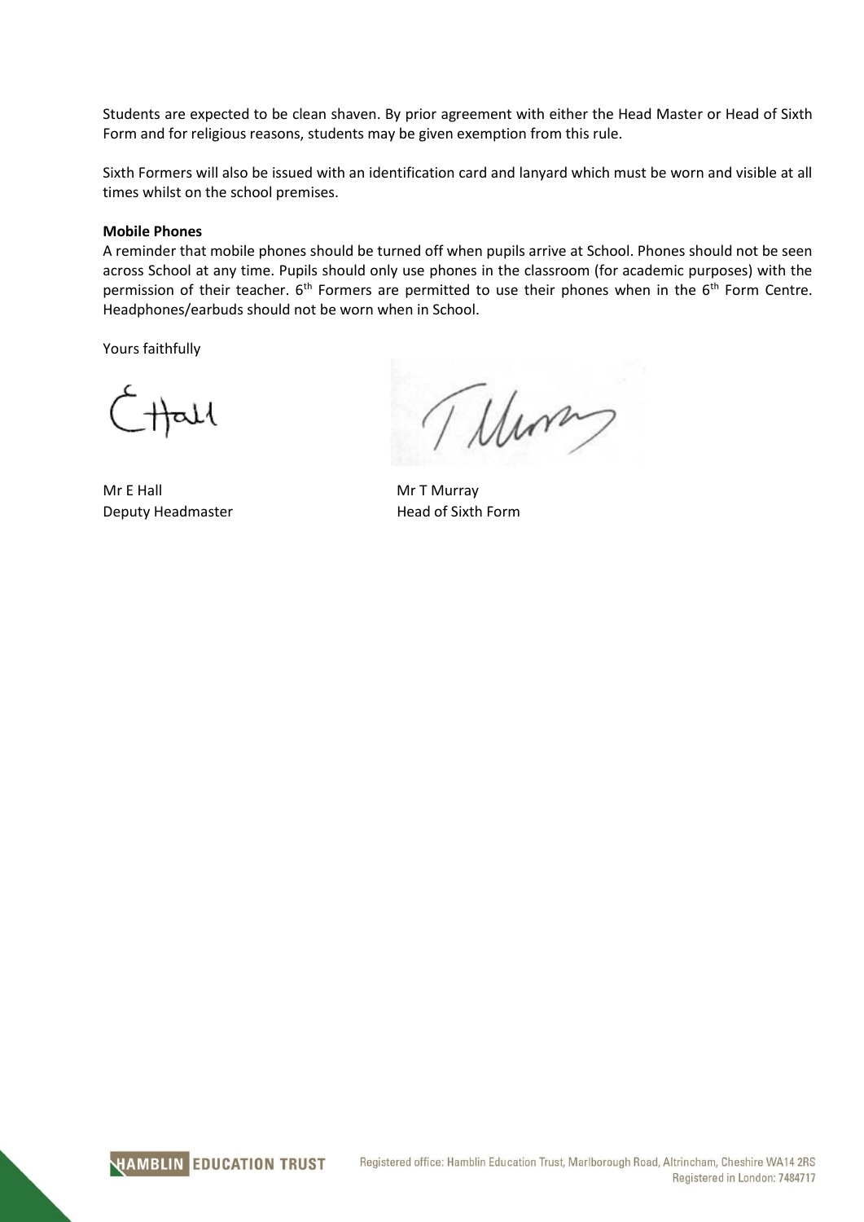Students are expected to be clean shaven. By prior agreement with either the Head Master or Head of Sixth Form and for religious reasons, students may be given exemption from this rule.

Sixth Formers will also be issued with an identification card and lanyard which must be worn and visible at all times whilst on the school premises.

**Mobile Phones**

A reminder that mobile phones should be turned off when pupils arrive at School. Phones should not be seen across School at any time. Pupils should only use phones in the classroom (for academic purposes) with the permission of their teacher. 6th Formers are permitted to use their phones when in the 6th Form Centre. Headphones/earbuds should not be worn when in School.

Yours faithfully

Mr E Hall
Deputy Headmaster

Mr T Murray
Head of Sixth Form

HAMBLIN EDUCATION TRUST

Registered office: Hamblin Education Trust, Marlborough Road, Altrincham, Cheshire WA14 2RS
Registered in London: 7484717